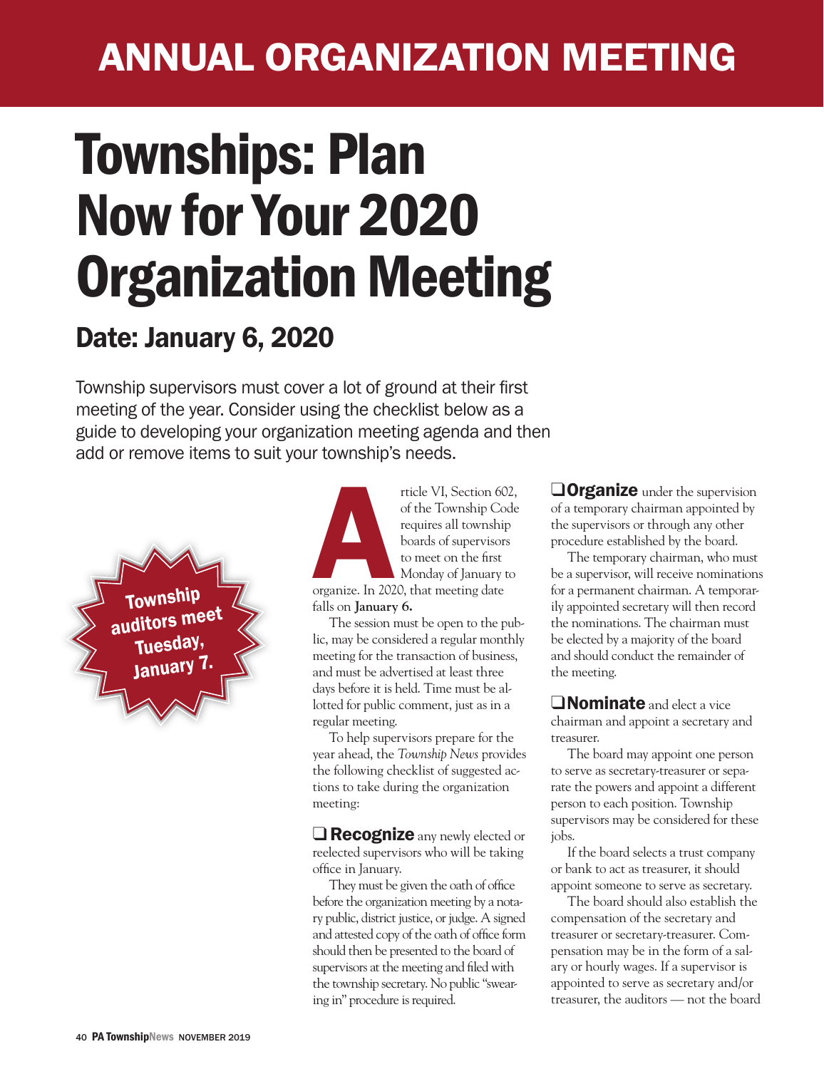# ANNUAL ORGANIZATION MEETING

# Townships: Plan Now for Your 2020 Organization Meeting

## Date: January 6, 2020

Township supervisors must cover a lot of ground at their first meeting of the year. Consider using the checklist below as a guide to developing your organization meeting agenda and then add or remove items to suit your township's needs.

**Township auditors meet Tuesday, January 7.**

Article VI, Section 602, of the Township Code requires all township boards of supervisors to meet on the first Monday of January to organize. In 2020, that meeting date falls on **January 6.**

The session must be open to the public, may be considered a regular monthly meeting for the transaction of business, and must be advertised at least three days before it is held. Time must be allotted for public comment, just as in a regular meeting.

To help supervisors prepare for the year ahead, the *Township News* provides the following checklist of suggested actions to take during the organization meeting:

❑ **Recognize** any newly elected or reelected supervisors who will be taking office in January.

They must be given the oath of office before the organization meeting by a notary public, district justice, or judge. A signed and attested copy of the oath of office form should then be presented to the board of supervisors at the meeting and filed with the township secretary. No public "swearing in" procedure is required.

❑ **Organize** under the supervision of a temporary chairman appointed by the supervisors or through any other procedure established by the board.

The temporary chairman, who must be a supervisor, will receive nominations for a permanent chairman. A temporarily appointed secretary will then record the nominations. The chairman must be elected by a majority of the board and should conduct the remainder of the meeting.

❑ **Nominate** and elect a vice chairman and appoint a secretary and treasurer.

The board may appoint one person to serve as secretary-treasurer or separate the powers and appoint a different person to each position. Township supervisors may be considered for these jobs.

If the board selects a trust company or bank to act as treasurer, it should appoint someone to serve as secretary.

The board should also establish the compensation of the secretary and treasurer or secretary-treasurer. Compensation may be in the form of a salary or hourly wages. If a supervisor is appointed to serve as secretary and/or treasurer, the auditors — not the board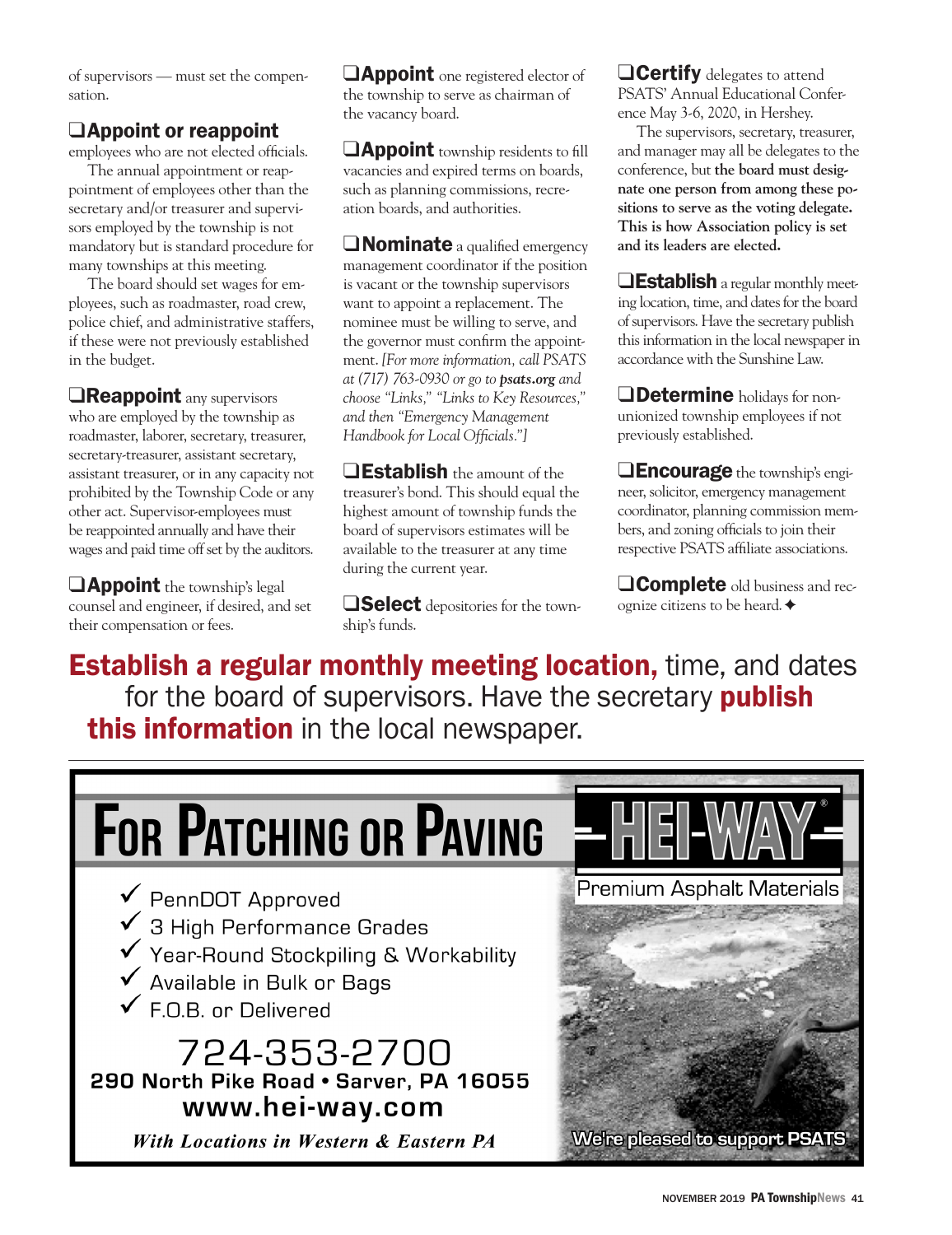of supervisors — must set the compensation.

❑**Appoint or reappoint** employees who are not elected officials.

The annual appointment or reappointment of employees other than the secretary and/or treasurer and supervisors employed by the township is not mandatory but is standard procedure for many townships at this meeting.

The board should set wages for employees, such as roadmaster, road crew, police chief, and administrative staffers, if these were not previously established in the budget.

❑**Reappoint** any supervisors who are employed by the township as roadmaster, laborer, secretary, treasurer, secretary-treasurer, assistant secretary, assistant treasurer, or in any capacity not prohibited by the Township Code or any other act. Supervisor-employees must be reappointed annually and have their wages and paid time off set by the auditors.

❑**Appoint** the township's legal counsel and engineer, if desired, and set their compensation or fees.

❑**Appoint** one registered elector of the township to serve as chairman of the vacancy board.

❑**Appoint** township residents to fill vacancies and expired terms on boards, such as planning commissions, recreation boards, and authorities.

❑**Nominate** a qualified emergency management coordinator if the position is vacant or the township supervisors want to appoint a replacement. The nominee must be willing to serve, and the governor must confirm the appointment. *[For more information, call PSATS at (717) 763-0930 or go to* ***psats.org*** *and choose "Links," "Links to Key Resources," and then "Emergency Management Handbook for Local Officials."]*

❑**Establish** the amount of the treasurer's bond. This should equal the highest amount of township funds the board of supervisors estimates will be available to the treasurer at any time during the current year.

❑**Select** depositories for the township's funds.

❑**Certify** delegates to attend PSATS' Annual Educational Conference May 3-6, 2020, in Hershey.

The supervisors, secretary, treasurer, and manager may all be delegates to the conference, but **the board must designate one person from among these positions to serve as the voting delegate. This is how Association policy is set and its leaders are elected.**

❑**Establish** a regular monthly meeting location, time, and dates for the board of supervisors. Have the secretary publish this information in the local newspaper in accordance with the Sunshine Law.

❑**Determine** holidays for non-unionized township employees if not previously established.

❑**Encourage** the township's engineer, solicitor, emergency management coordinator, planning commission members, and zoning officials to join their respective PSATS affiliate associations.

❑**Complete** old business and recognize citizens to be heard.✦

**Establish a regular monthly meeting location,** time, and dates for the board of supervisors. Have the secretary **publish this information** in the local newspaper.

---

# FOR PATCHING OR PAVING

**HEI-WAY®** Premium Asphalt Materials

- ✓ PennDOT Approved
- ✓ 3 High Performance Grades
- ✓ Year-Round Stockpiling & Workability
- ✓ Available in Bulk or Bags
- ✓ F.O.B. or Delivered

724-353-2700
**290 North Pike Road • Sarver, PA 16055**
**www.hei-way.com**

***With Locations in Western & Eastern PA***

We're pleased to support PSATS